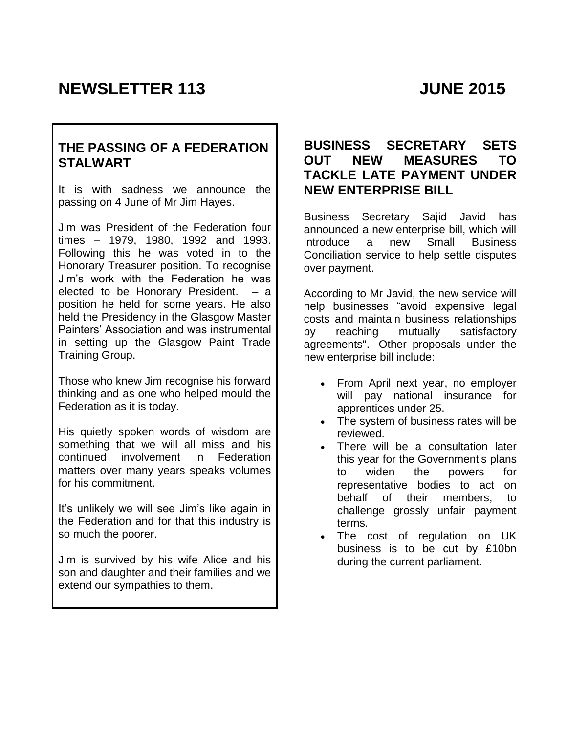# NEWSLETTER 113 JUNE 2015

## THE PASSING OF A FEDERATION STALWART

It is with sadness we announce the passing on 4 June of Mr Jim Hayes.

Jim was President of the Federation four times – 1979, 1980, 1992 and 1993. Following this he was voted in to the Honorary Treasurer position. To recognise Jim's work with the Federation he was elected to be Honorary President. – a position he held for some years. He also held the Presidency in the Glasgow Master Painters' Association and was instrumental in setting up the Glasgow Paint Trade Training Group.

Those who knew Jim recognise his forward thinking and as one who helped mould the Federation as it is today.

His quietly spoken words of wisdom are something that we will all miss and his continued involvement in Federation matters over many years speaks volumes for his commitment.

It's unlikely we will see Jim's like again in the Federation and for that this industry is so much the poorer.

Jim is survived by his wife Alice and his son and daughter and their families and we extend our sympathies to them.

## BUSINESS SECRETARY SETS OUT NEW MEASURES TO TACKLE LATE PAYMENT UNDER NEW ENTERPRISE BILL

Business Secretary Sajid Javid has announced a new enterprise bill, which will introduce a new Small Business Conciliation service to help settle disputes over payment.

According to Mr Javid, the new service will help businesses "avoid expensive legal costs and maintain business relationships by reaching mutually satisfactory agreements". Other proposals under the new enterprise bill include:

- From April next year, no employer will pay national insurance for apprentices under 25.
- The system of business rates will be reviewed.
- There will be a consultation later this year for the Government's plans to widen the powers for representative bodies to act on behalf of their members, to challenge grossly unfair payment terms.
- The cost of regulation on UK business is to be cut by £10bn during the current parliament.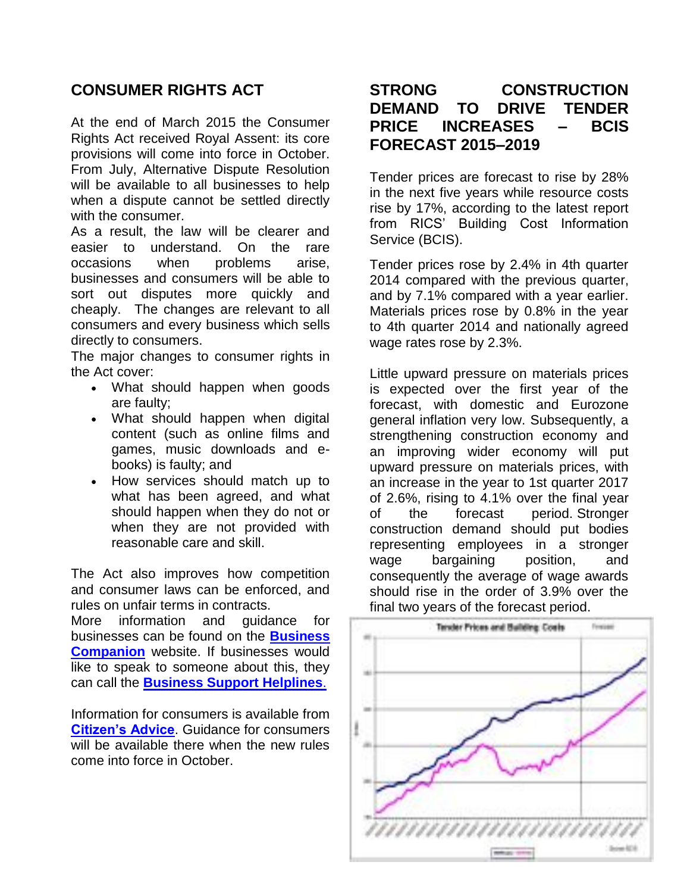## CONSUMER RIGHTS ACT

At the end of March 2015 the Consumer Rights Act received Royal Assent: its core provisions will come into force in October. From July, Alternative Dispute Resolution will be available to all businesses to help when a dispute cannot be settled directly with the consumer.

As a result, the law will be clearer and easier to understand. On the rare occasions when problems arise, businesses and consumers will be able to sort out disputes more quickly and cheaply. The changes are relevant to all consumers and every business which sells directly to consumers.

The major changes to consumer rights in the Act cover:

- What should happen when goods are faulty;
- What should happen when digital content (such as online films and games, music downloads and e-books) is faulty; and
- How services should match up to what has been agreed, and what should happen when they do not or when they are not provided with reasonable care and skill.

The Act also improves how competition and consumer laws can be enforced, and rules on unfair terms in contracts.

More information and guidance for businesses can be found on the **Business Companion** website. If businesses would like to speak to someone about this, they can call the **Business Support Helplines**.

Information for consumers is available from **Citizen's Advice**. Guidance for consumers will be available there when the new rules come into force in October.

## STRONG CONSTRUCTION DEMAND TO DRIVE TENDER PRICE INCREASES – BCIS FORECAST 2015–2019

Tender prices are forecast to rise by 28% in the next five years while resource costs rise by 17%, according to the latest report from RICS' Building Cost Information Service (BCIS).

Tender prices rose by 2.4% in 4th quarter 2014 compared with the previous quarter, and by 7.1% compared with a year earlier. Materials prices rose by 0.8% in the year to 4th quarter 2014 and nationally agreed wage rates rose by 2.3%.

Little upward pressure on materials prices is expected over the first year of the forecast, with domestic and Eurozone general inflation very low. Subsequently, a strengthening construction economy and an improving wider economy will put upward pressure on materials prices, with an increase in the year to 1st quarter 2017 of 2.6%, rising to 4.1% over the final year of the forecast period. Stronger construction demand should put bodies representing employees in a stronger wage bargaining position, and consequently the average of wage awards should rise in the order of 3.9% over the final two years of the forecast period.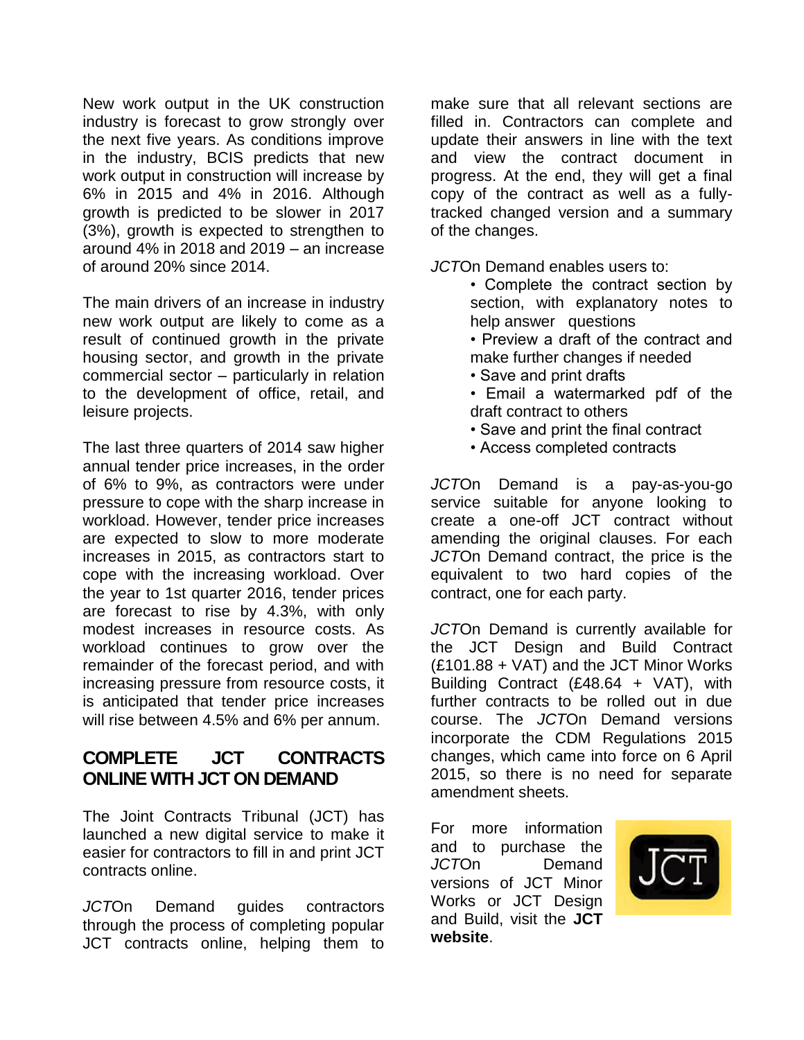New work output in the UK construction industry is forecast to grow strongly over the next five years. As conditions improve in the industry, BCIS predicts that new work output in construction will increase by 6% in 2015 and 4% in 2016. Although growth is predicted to be slower in 2017 (3%), growth is expected to strengthen to around 4% in 2018 and 2019 – an increase of around 20% since 2014.

The main drivers of an increase in industry new work output are likely to come as a result of continued growth in the private housing sector, and growth in the private commercial sector – particularly in relation to the development of office, retail, and leisure projects.

The last three quarters of 2014 saw higher annual tender price increases, in the order of 6% to 9%, as contractors were under pressure to cope with the sharp increase in workload. However, tender price increases are expected to slow to more moderate increases in 2015, as contractors start to cope with the increasing workload. Over the year to 1st quarter 2016, tender prices are forecast to rise by 4.3%, with only modest increases in resource costs. As workload continues to grow over the remainder of the forecast period, and with increasing pressure from resource costs, it is anticipated that tender price increases will rise between 4.5% and 6% per annum.

## COMPLETE JCT CONTRACTS ONLINE WITH JCT ON DEMAND

The Joint Contracts Tribunal (JCT) has launched a new digital service to make it easier for contractors to fill in and print JCT contracts online.

*JCT*On Demand guides contractors through the process of completing popular JCT contracts online, helping them to make sure that all relevant sections are filled in. Contractors can complete and update their answers in line with the text and view the contract document in progress. At the end, they will get a final copy of the contract as well as a fully-tracked changed version and a summary of the changes.

*JCT*On Demand enables users to:

- Complete the contract section by section, with explanatory notes to help answer questions
- Preview a draft of the contract and make further changes if needed
- Save and print drafts
- Email a watermarked pdf of the draft contract to others
- Save and print the final contract
- Access completed contracts

*JCT*On Demand is a pay-as-you-go service suitable for anyone looking to create a one-off JCT contract without amending the original clauses. For each *JCT*On Demand contract, the price is the equivalent to two hard copies of the contract, one for each party.

*JCT*On Demand is currently available for the JCT Design and Build Contract (£101.88 + VAT) and the JCT Minor Works Building Contract (£48.64 + VAT), with further contracts to be rolled out in due course. The *JCT*On Demand versions incorporate the CDM Regulations 2015 changes, which came into force on 6 April 2015, so there is no need for separate amendment sheets.

For more information and to purchase the *JCT*On Demand versions of JCT Minor Works or JCT Design and Build, visit the **JCT website**.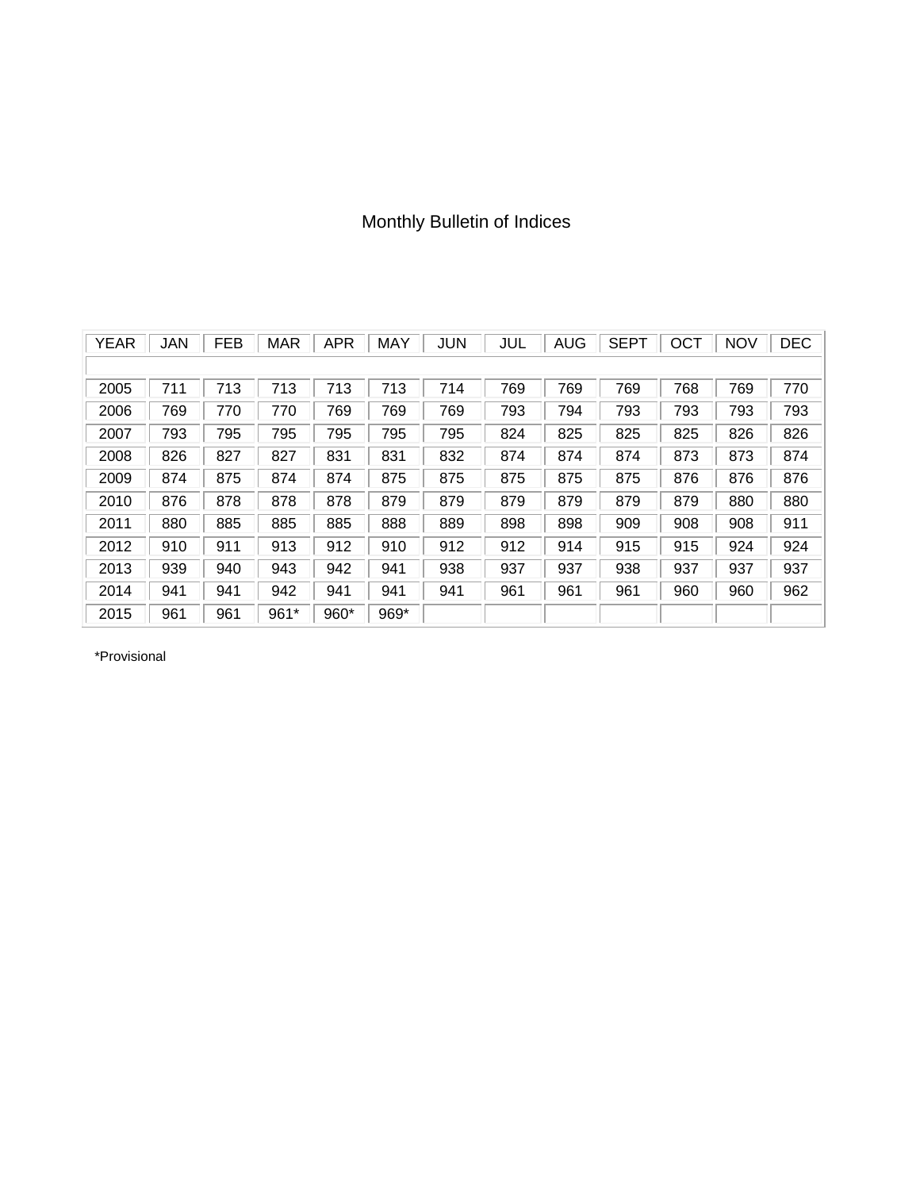# Monthly Bulletin of Indices

| YEAR | JAN | FEB | MAR | APR | MAY | JUN | JUL | AUG | SEPT | OCT | NOV | DEC |
|---|---|---|---|---|---|---|---|---|---|---|---|---|
| 2005 | 711 | 713 | 713 | 713 | 713 | 714 | 769 | 769 | 769 | 768 | 769 | 770 |
| 2006 | 769 | 770 | 770 | 769 | 769 | 769 | 793 | 794 | 793 | 793 | 793 | 793 |
| 2007 | 793 | 795 | 795 | 795 | 795 | 795 | 824 | 825 | 825 | 825 | 826 | 826 |
| 2008 | 826 | 827 | 827 | 831 | 831 | 832 | 874 | 874 | 874 | 873 | 873 | 874 |
| 2009 | 874 | 875 | 874 | 874 | 875 | 875 | 875 | 875 | 875 | 876 | 876 | 876 |
| 2010 | 876 | 878 | 878 | 878 | 879 | 879 | 879 | 879 | 879 | 879 | 880 | 880 |
| 2011 | 880 | 885 | 885 | 885 | 888 | 889 | 898 | 898 | 909 | 908 | 908 | 911 |
| 2012 | 910 | 911 | 913 | 912 | 910 | 912 | 912 | 914 | 915 | 915 | 924 | 924 |
| 2013 | 939 | 940 | 943 | 942 | 941 | 938 | 937 | 937 | 938 | 937 | 937 | 937 |
| 2014 | 941 | 941 | 942 | 941 | 941 | 941 | 961 | 961 | 961 | 960 | 960 | 962 |
| 2015 | 961 | 961 | 961* | 960* | 969* | | | | | | | |

*Provisional